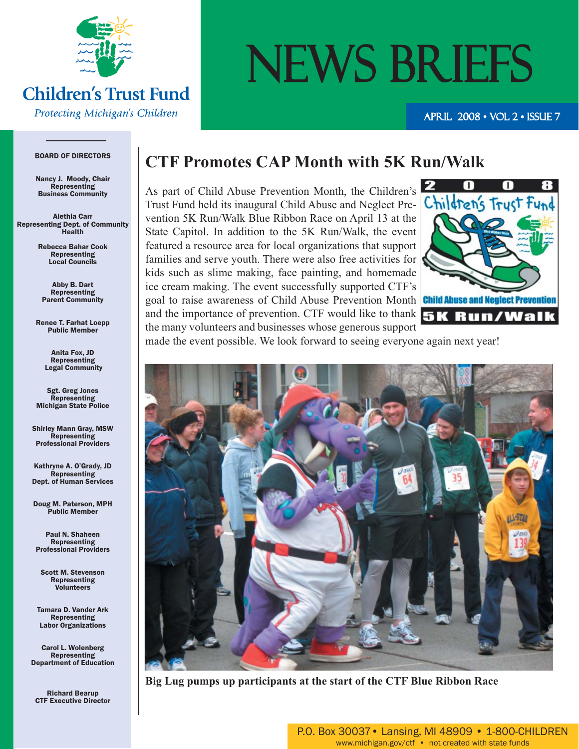# Children's Trust Fund

*Protecting Michigan's Children*

# NEWS BRIEFS

APRIL 2008 • VOL 2 • ISSUE 7

**BOARD OF DIRECTORS**

**Nancy J. Moody, Chair**
Representing
Business Community

**Alethia Carr**
Representing Dept. of Community Health

**Rebecca Bahar Cook**
Representing
Local Councils

**Abby B. Dart**
Representing
Parent Community

**Renee T. Farhat Loepp**
Public Member

**Anita Fox, JD**
Representing
Legal Community

**Sgt. Greg Jones**
Representing
Michigan State Police

**Shirley Mann Gray, MSW**
Representing
Professional Providers

**Kathryne A. O'Grady, JD**
Representing
Dept. of Human Services

**Doug M. Paterson, MPH**
Public Member

**Paul N. Shaheen**
Representing
Professional Providers

**Scott M. Stevenson**
Representing
Volunteers

**Tamara D. Vander Ark**
Representing
Labor Organizations

**Carol L. Wolenberg**
Representing
Department of Education

**Richard Bearup**
CTF Executive Director

## CTF Promotes CAP Month with 5K Run/Walk

As part of Child Abuse Prevention Month, the Children's Trust Fund held its inaugural Child Abuse and Neglect Prevention 5K Run/Walk Blue Ribbon Race on April 13 at the State Capitol. In addition to the 5K Run/Walk, the event featured a resource area for local organizations that support families and serve youth. There were also free activities for kids such as slime making, face painting, and homemade ice cream making. The event successfully supported CTF's goal to raise awareness of Child Abuse Prevention Month and the importance of prevention. CTF would like to thank the many volunteers and businesses whose generous support made the event possible. We look forward to seeing everyone again next year!

**Big Lug pumps up participants at the start of the CTF Blue Ribbon Race**

P.O. Box 30037 • Lansing, MI 48909 • 1-800-CHILDREN
www.michigan.gov/ctf • not created with state funds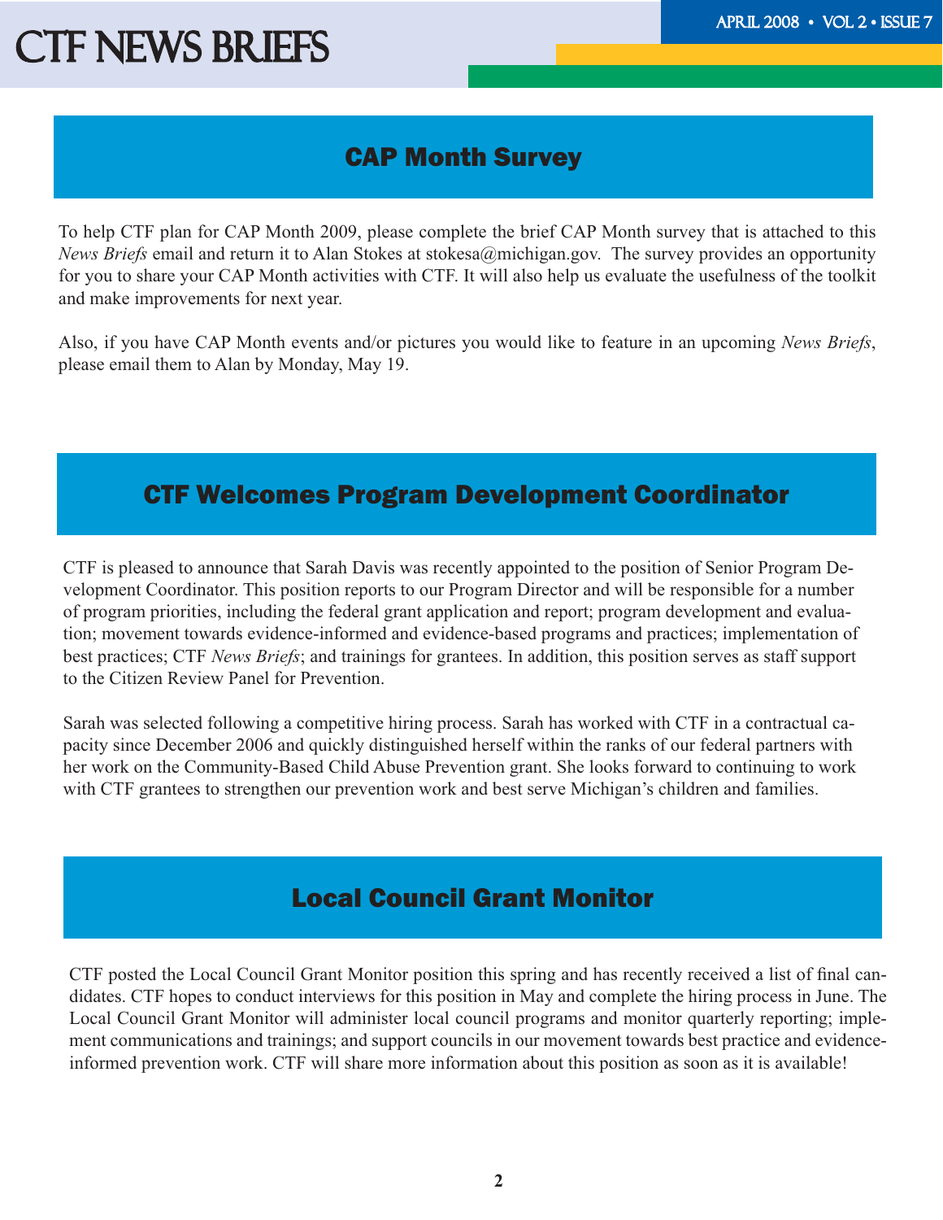## CAP Month Survey

To help CTF plan for CAP Month 2009, please complete the brief CAP Month survey that is attached to this *News Briefs* email and return it to Alan Stokes at stokesa@michigan.gov. The survey provides an opportunity for you to share your CAP Month activities with CTF. It will also help us evaluate the usefulness of the toolkit and make improvements for next year.

Also, if you have CAP Month events and/or pictures you would like to feature in an upcoming *News Briefs*, please email them to Alan by Monday, May 19.

## CTF Welcomes Program Development Coordinator

CTF is pleased to announce that Sarah Davis was recently appointed to the position of Senior Program Development Coordinator. This position reports to our Program Director and will be responsible for a number of program priorities, including the federal grant application and report; program development and evaluation; movement towards evidence-informed and evidence-based programs and practices; implementation of best practices; CTF *News Briefs*; and trainings for grantees. In addition, this position serves as staff support to the Citizen Review Panel for Prevention.

Sarah was selected following a competitive hiring process. Sarah has worked with CTF in a contractual capacity since December 2006 and quickly distinguished herself within the ranks of our federal partners with her work on the Community-Based Child Abuse Prevention grant. She looks forward to continuing to work with CTF grantees to strengthen our prevention work and best serve Michigan's children and families.

## Local Council Grant Monitor

CTF posted the Local Council Grant Monitor position this spring and has recently received a list of final candidates. CTF hopes to conduct interviews for this position in May and complete the hiring process in June. The Local Council Grant Monitor will administer local council programs and monitor quarterly reporting; implement communications and trainings; and support councils in our movement towards best practice and evidence-informed prevention work. CTF will share more information about this position as soon as it is available!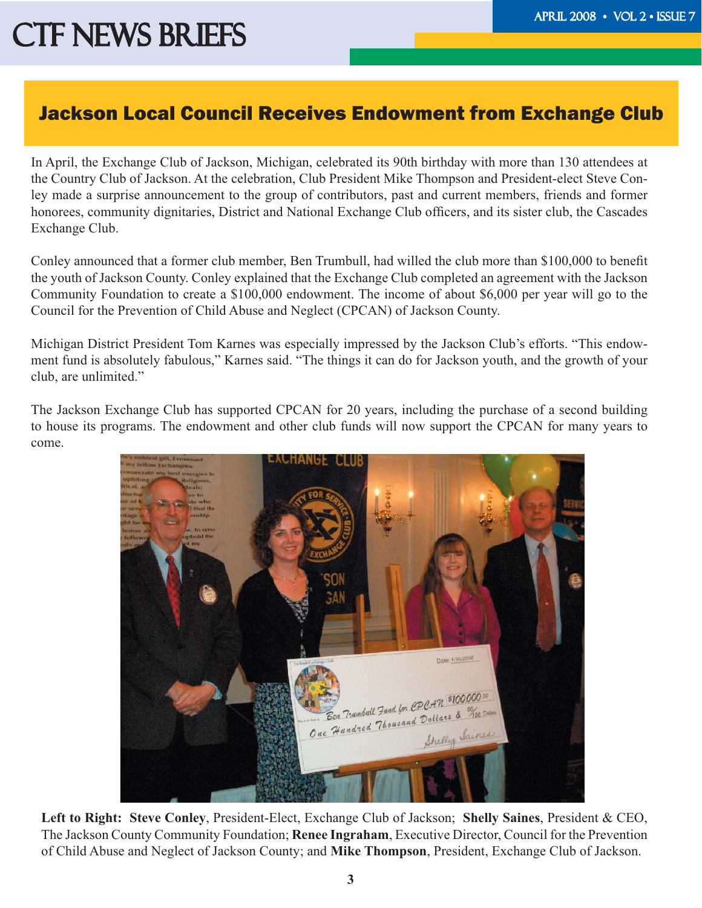# Jackson Local Council Receives Endowment from Exchange Club

In April, the Exchange Club of Jackson, Michigan, celebrated its 90th birthday with more than 130 attendees at the Country Club of Jackson. At the celebration, Club President Mike Thompson and President-elect Steve Conley made a surprise announcement to the group of contributors, past and current members, friends and former honorees, community dignitaries, District and National Exchange Club officers, and its sister club, the Cascades Exchange Club.

Conley announced that a former club member, Ben Trumbull, had willed the club more than $100,000 to benefit the youth of Jackson County. Conley explained that the Exchange Club completed an agreement with the Jackson Community Foundation to create a $100,000 endowment. The income of about $6,000 per year will go to the Council for the Prevention of Child Abuse and Neglect (CPCAN) of Jackson County.

Michigan District President Tom Karnes was especially impressed by the Jackson Club's efforts. "This endowment fund is absolutely fabulous," Karnes said. "The things it can do for Jackson youth, and the growth of your club, are unlimited."

The Jackson Exchange Club has supported CPCAN for 20 years, including the purchase of a second building to house its programs. The endowment and other club funds will now support the CPCAN for many years to come.

**Left to Right: Steve Conley**, President-Elect, Exchange Club of Jackson; **Shelly Saines**, President & CEO, The Jackson County Community Foundation; **Renee Ingraham**, Executive Director, Council for the Prevention of Child Abuse and Neglect of Jackson County; and **Mike Thompson**, President, Exchange Club of Jackson.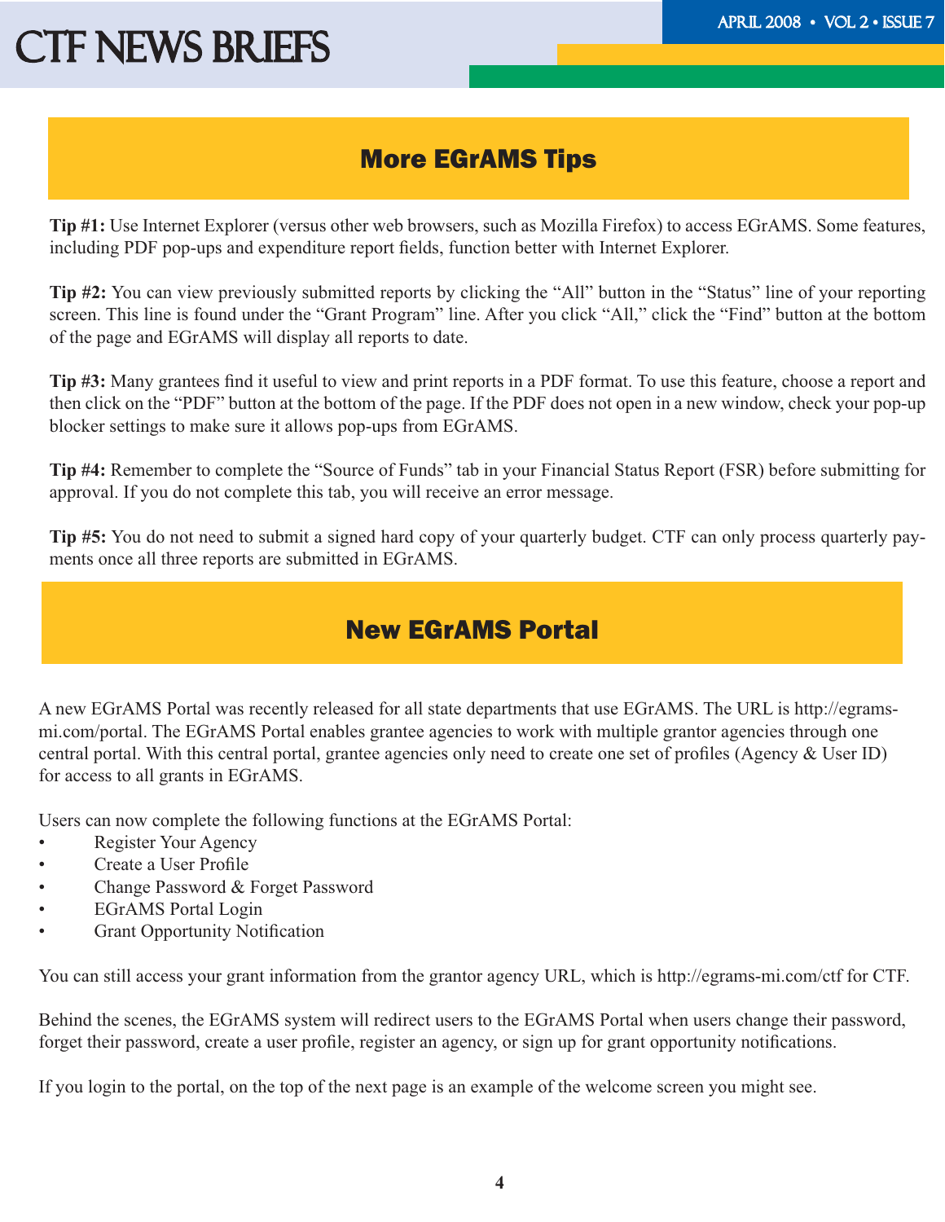## More EGrAMS Tips

**Tip #1:** Use Internet Explorer (versus other web browsers, such as Mozilla Firefox) to access EGrAMS. Some features, including PDF pop-ups and expenditure report fields, function better with Internet Explorer.

**Tip #2:** You can view previously submitted reports by clicking the “All” button in the “Status” line of your reporting screen. This line is found under the “Grant Program” line. After you click “All,” click the “Find” button at the bottom of the page and EGrAMS will display all reports to date.

**Tip #3:** Many grantees find it useful to view and print reports in a PDF format. To use this feature, choose a report and then click on the “PDF” button at the bottom of the page. If the PDF does not open in a new window, check your pop-up blocker settings to make sure it allows pop-ups from EGrAMS.

**Tip #4:** Remember to complete the “Source of Funds” tab in your Financial Status Report (FSR) before submitting for approval. If you do not complete this tab, you will receive an error message.

**Tip #5:** You do not need to submit a signed hard copy of your quarterly budget. CTF can only process quarterly payments once all three reports are submitted in EGrAMS.

## New EGrAMS Portal

A new EGrAMS Portal was recently released for all state departments that use EGrAMS. The URL is http://egrams-mi.com/portal. The EGrAMS Portal enables grantee agencies to work with multiple grantor agencies through one central portal. With this central portal, grantee agencies only need to create one set of profiles (Agency & User ID) for access to all grants in EGrAMS.

Users can now complete the following functions at the EGrAMS Portal:

- Register Your Agency
- Create a User Profile
- Change Password & Forget Password
- EGrAMS Portal Login
- Grant Opportunity Notification

You can still access your grant information from the grantor agency URL, which is http://egrams-mi.com/ctf for CTF.

Behind the scenes, the EGrAMS system will redirect users to the EGrAMS Portal when users change their password, forget their password, create a user profile, register an agency, or sign up for grant opportunity notifications.

If you login to the portal, on the top of the next page is an example of the welcome screen you might see.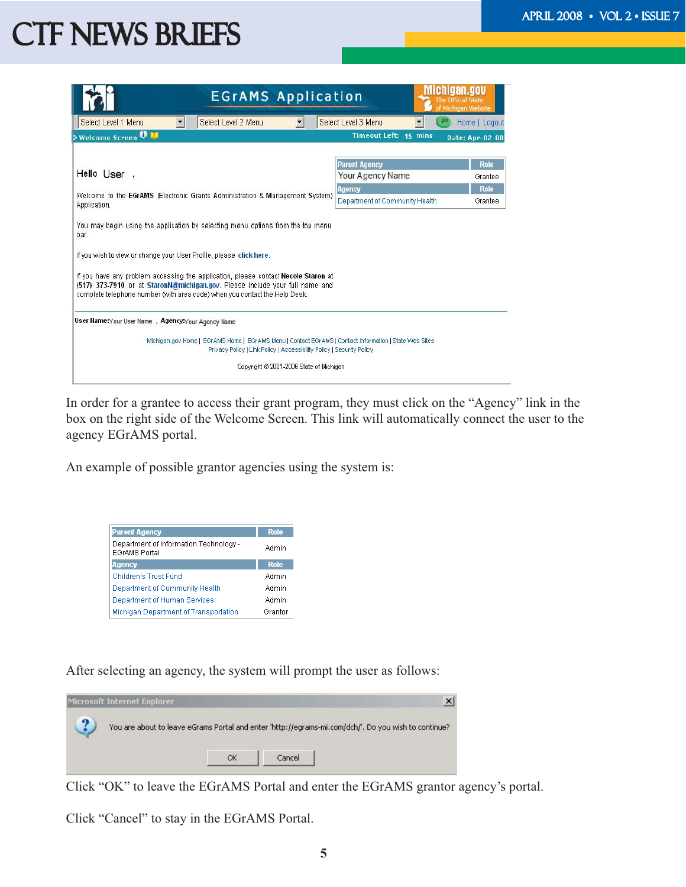EGrAMS Application

Select Level 1 Menu | Select Level 2 Menu | Select Level 3 Menu | Home | Logout

Welcome Screen — Timeout Left: 15 mins — Date: Apr-02-08

Hello User ,

Welcome to the EGrAMS (Electronic Grants Administration & Management System) Application.

You may begin using the application by selecting menu options from the top menu bar.

If you wish to view or change your User Profile, please click here.

If you have any problem accessing the application, please contact Necole Staron at (517) 373-7910 or at StaronN@michigan.gov. Please include your full name and complete telephone number (with area code) when you contact the Help Desk.

| Parent Agency | Role |
|---|---|
| Your Agency Name | Grantee |
| **Agency** | **Role** |
| Department of Community Health | Grantee |

User Name: Your User Name , Agency: Your Agency Name

Michigan.gov Home | EGrAMS Home | EGrAMS Menu | Contact EGrAMS | Contact Information | State Web Sites
Privacy Policy | Link Policy | Accessibility Policy | Security Policy

Copyright © 2001-2006 State of Michigan

In order for a grantee to access their grant program, they must click on the "Agency" link in the box on the right side of the Welcome Screen. This link will automatically connect the user to the agency EGrAMS portal.

An example of possible grantor agencies using the system is:

| Parent Agency | Role |
|---|---|
| Department of Information Technology - EGrAMS Portal | Admin |
| **Agency** | **Role** |
| Children's Trust Fund | Admin |
| Department of Community Health | Admin |
| Department of Human Services | Admin |
| Michigan Department of Transportation | Grantor |

After selecting an agency, the system will prompt the user as follows:

Microsoft Internet Explorer

You are about to leave eGrams Portal and enter 'http://egrams-mi.com/dch/'. Do you wish to continue?

OK | Cancel

Click "OK" to leave the EGrAMS Portal and enter the EGrAMS grantor agency's portal.

Click "Cancel" to stay in the EGrAMS Portal.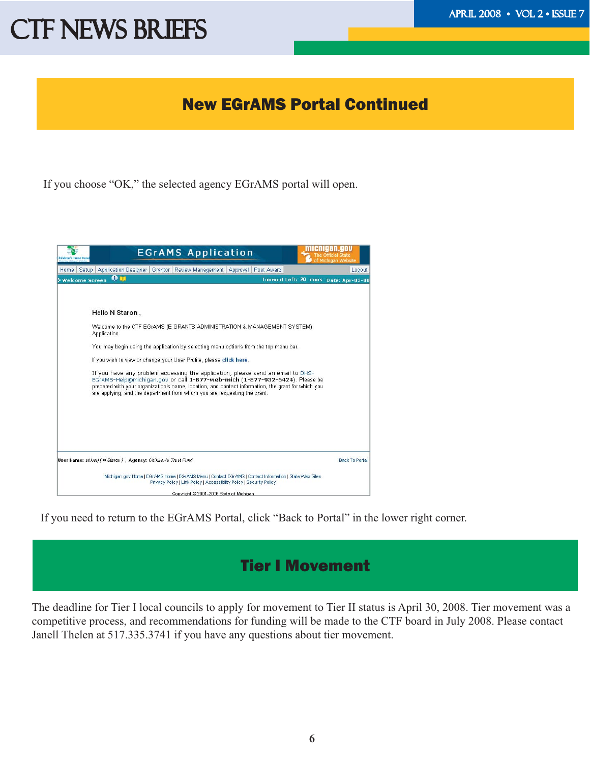## New EGrAMS Portal Continued

If you choose "OK," the selected agency EGrAMS portal will open.

EGrAMS Application

Home | Setup | Application Designer | Grantor | Review Management | Approval | Post Award | Logout

Welcome Screen — Timeout Left: 20 mins Date: Apr-03-08

Hello N Staron ,

Welcome to the CTF EGrAMS (E GRANTS ADMINISTRATION & MANAGEMENT SYSTEM) Application.

You may begin using the application by selecting menu options from the top menu bar.

If you wish to view or change your User Profile, please click here.

If you have any problem accessing the application, please send an email to DHS-EGrAMS-Help@michigan.gov or call 1-877-web-mich (1-877-932-6424). Please be prepared with your organization's name, location, and contact information, the grant for which you are applying, and the department from whom you are requesting the grant.

User Name: skiworj ( N Staron ) , Agency: Children's Trust Fund — Back To Portal

Michigan.gov Home | EGrAMS Home | EGrAMS Menu | Contact EGrAMS | Contact Information | State Web Sites
Privacy Policy | Link Policy | Accessibility Policy | Security Policy

Copyright © 2001-2006 State of Michigan

If you need to return to the EGrAMS Portal, click "Back to Portal" in the lower right corner.

## Tier I Movement

The deadline for Tier I local councils to apply for movement to Tier II status is April 30, 2008. Tier movement was a competitive process, and recommendations for funding will be made to the CTF board in July 2008. Please contact Janell Thelen at 517.335.3741 if you have any questions about tier movement.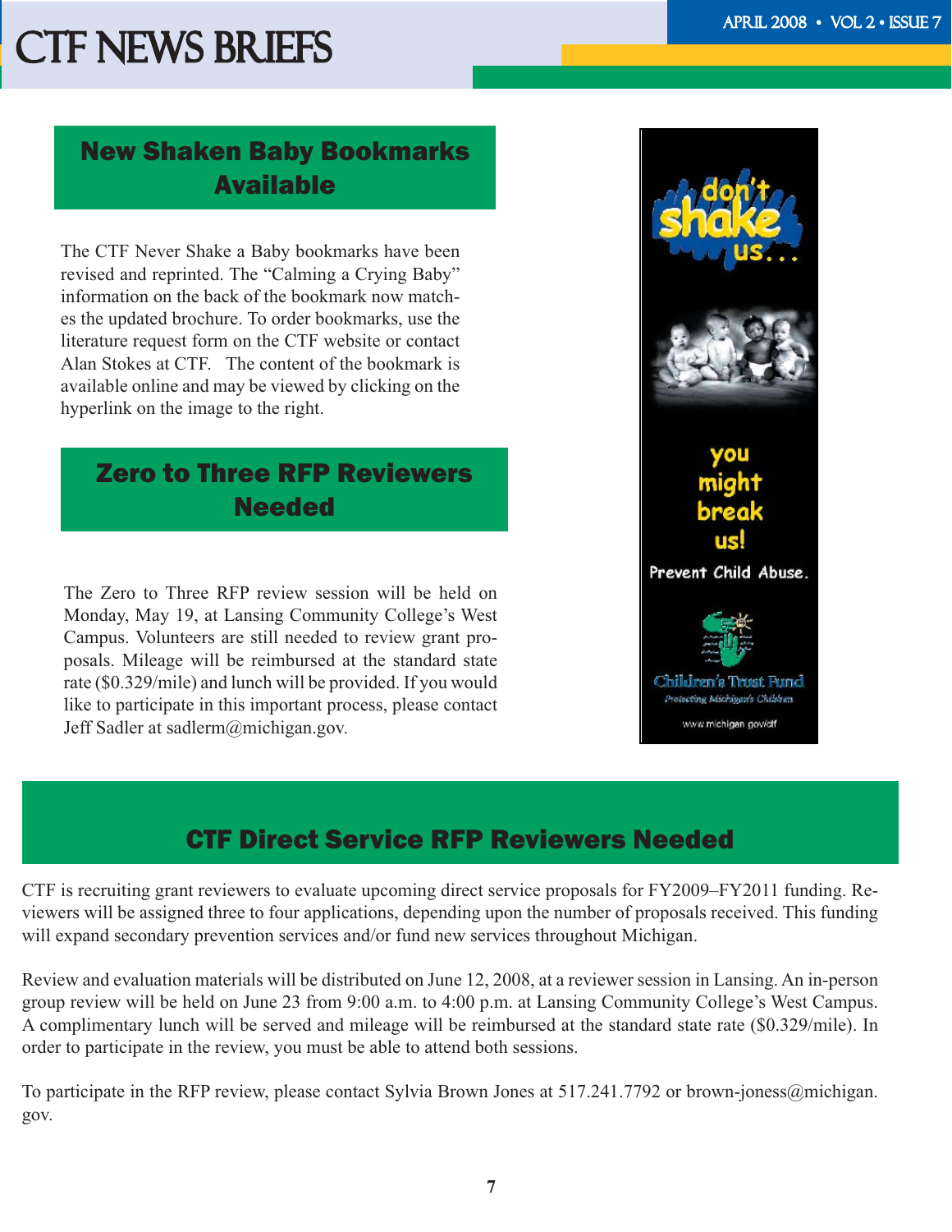## New Shaken Baby Bookmarks Available

The CTF Never Shake a Baby bookmarks have been revised and reprinted. The "Calming a Crying Baby" information on the back of the bookmark now matches the updated brochure. To order bookmarks, use the literature request form on the CTF website or contact Alan Stokes at CTF. The content of the bookmark is available online and may be viewed by clicking on the hyperlink on the image to the right.

## Zero to Three RFP Reviewers Needed

The Zero to Three RFP review session will be held on Monday, May 19, at Lansing Community College's West Campus. Volunteers are still needed to review grant proposals. Mileage will be reimbursed at the standard state rate ($0.329/mile) and lunch will be provided. If you would like to participate in this important process, please contact Jeff Sadler at sadlerm@michigan.gov.

don't shake us...

you might break us!

Prevent Child Abuse.

Children's Trust Fund

Protecting Michigan's Children

www.michigan.gov/ctf

## CTF Direct Service RFP Reviewers Needed

CTF is recruiting grant reviewers to evaluate upcoming direct service proposals for FY2009–FY2011 funding. Reviewers will be assigned three to four applications, depending upon the number of proposals received. This funding will expand secondary prevention services and/or fund new services throughout Michigan.

Review and evaluation materials will be distributed on June 12, 2008, at a reviewer session in Lansing. An in-person group review will be held on June 23 from 9:00 a.m. to 4:00 p.m. at Lansing Community College's West Campus. A complimentary lunch will be served and mileage will be reimbursed at the standard state rate ($0.329/mile). In order to participate in the review, you must be able to attend both sessions.

To participate in the RFP review, please contact Sylvia Brown Jones at 517.241.7792 or brown-joness@michigan.gov.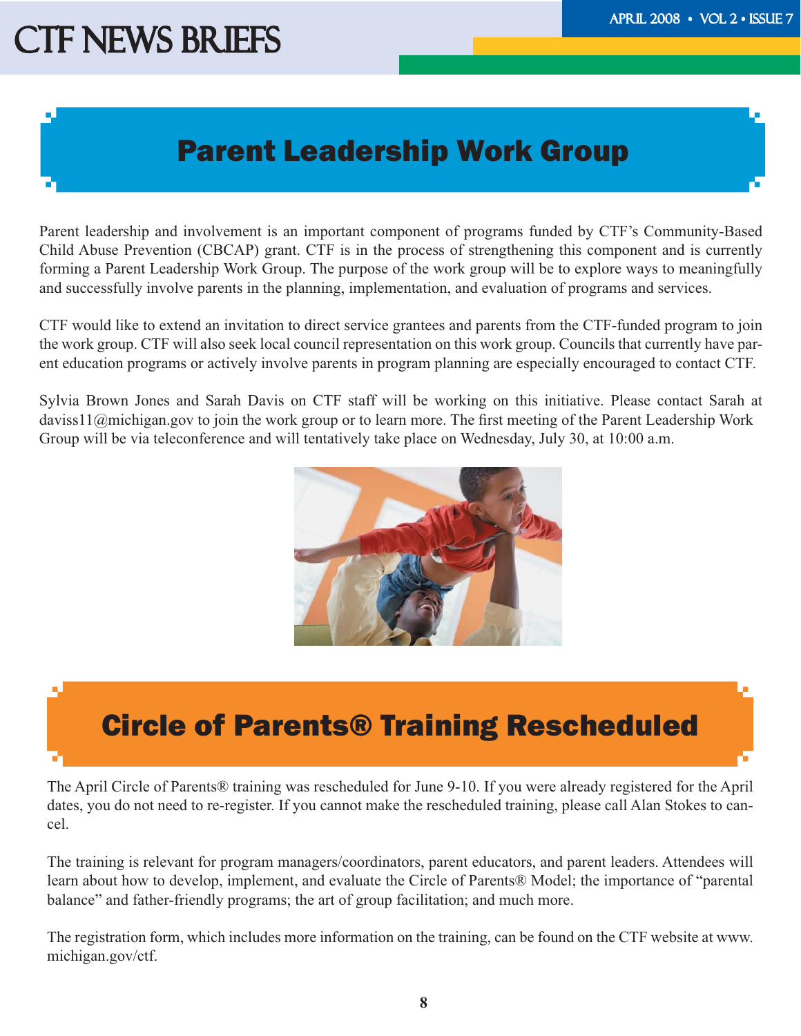## Parent Leadership Work Group

Parent leadership and involvement is an important component of programs funded by CTF's Community-Based Child Abuse Prevention (CBCAP) grant. CTF is in the process of strengthening this component and is currently forming a Parent Leadership Work Group. The purpose of the work group will be to explore ways to meaningfully and successfully involve parents in the planning, implementation, and evaluation of programs and services.

CTF would like to extend an invitation to direct service grantees and parents from the CTF-funded program to join the work group. CTF will also seek local council representation on this work group. Councils that currently have parent education programs or actively involve parents in program planning are especially encouraged to contact CTF.

Sylvia Brown Jones and Sarah Davis on CTF staff will be working on this initiative. Please contact Sarah at daviss11@michigan.gov to join the work group or to learn more. The first meeting of the Parent Leadership Work Group will be via teleconference and will tentatively take place on Wednesday, July 30, at 10:00 a.m.

## Circle of Parents® Training Rescheduled

The April Circle of Parents® training was rescheduled for June 9-10. If you were already registered for the April dates, you do not need to re-register. If you cannot make the rescheduled training, please call Alan Stokes to cancel.

The training is relevant for program managers/coordinators, parent educators, and parent leaders. Attendees will learn about how to develop, implement, and evaluate the Circle of Parents® Model; the importance of "parental balance" and father-friendly programs; the art of group facilitation; and much more.

The registration form, which includes more information on the training, can be found on the CTF website at www.michigan.gov/ctf.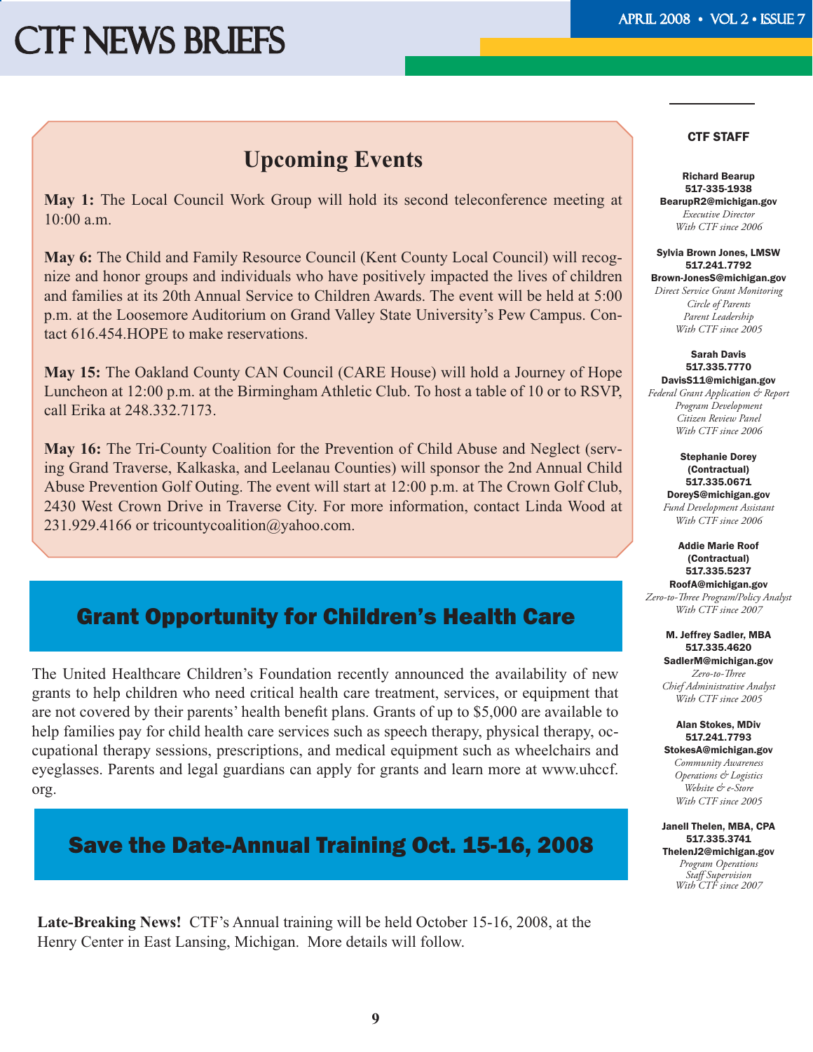# CTF NEWS BRIEFS

## Upcoming Events

**May 1:** The Local Council Work Group will hold its second teleconference meeting at 10:00 a.m.

**May 6:** The Child and Family Resource Council (Kent County Local Council) will recognize and honor groups and individuals who have positively impacted the lives of children and families at its 20th Annual Service to Children Awards. The event will be held at 5:00 p.m. at the Loosemore Auditorium on Grand Valley State University's Pew Campus. Contact 616.454.HOPE to make reservations.

**May 15:** The Oakland County CAN Council (CARE House) will hold a Journey of Hope Luncheon at 12:00 p.m. at the Birmingham Athletic Club. To host a table of 10 or to RSVP, call Erika at 248.332.7173.

**May 16:** The Tri-County Coalition for the Prevention of Child Abuse and Neglect (serving Grand Traverse, Kalkaska, and Leelanau Counties) will sponsor the 2nd Annual Child Abuse Prevention Golf Outing. The event will start at 12:00 p.m. at The Crown Golf Club, 2430 West Crown Drive in Traverse City. For more information, contact Linda Wood at 231.929.4166 or tricountycoalition@yahoo.com.

## Grant Opportunity for Children's Health Care

The United Healthcare Children's Foundation recently announced the availability of new grants to help children who need critical health care treatment, services, or equipment that are not covered by their parents' health benefit plans. Grants of up to $5,000 are available to help families pay for child health care services such as speech therapy, physical therapy, occupational therapy sessions, prescriptions, and medical equipment such as wheelchairs and eyeglasses. Parents and legal guardians can apply for grants and learn more at www.uhccf.org.

## Save the Date-Annual Training Oct. 15-16, 2008

**Late-Breaking News!** CTF's Annual training will be held October 15-16, 2008, at the Henry Center in East Lansing, Michigan. More details will follow.

### CTF STAFF

**Richard Bearup**
**517-335-1938**
**BearupR2@michigan.gov**
*Executive Director*
*With CTF since 2006*

**Sylvia Brown Jones, LMSW**
**517.241.7792**
**Brown-JonesS@michigan.gov**
*Direct Service Grant Monitoring*
*Circle of Parents*
*Parent Leadership*
*With CTF since 2005*

**Sarah Davis**
**517.335.7770**
**DavisS11@michigan.gov**
*Federal Grant Application & Report*
*Program Development*
*Citizen Review Panel*
*With CTF since 2006*

**Stephanie Dorey**
**(Contractual)**
**517.335.0671**
**DoreyS@michigan.gov**
*Fund Development Assistant*
*With CTF since 2006*

**Addie Marie Roof**
**(Contractual)**
**517.335.5237**
**RoofA@michigan.gov**
*Zero-to-Three Program/Policy Analyst*
*With CTF since 2007*

**M. Jeffrey Sadler, MBA**
**517.335.4620**
**SadlerM@michigan.gov**
*Zero-to-Three*
*Chief Administrative Analyst*
*With CTF since 2005*

**Alan Stokes, MDiv**
**517.241.7793**
**StokesA@michigan.gov**
*Community Awareness*
*Operations & Logistics*
*Website & e-Store*
*With CTF since 2005*

**Janell Thelen, MBA, CPA**
**517.335.3741**
**ThelenJ2@michigan.gov**
*Program Operations*
*Staff Supervision*
*With CTF since 2007*